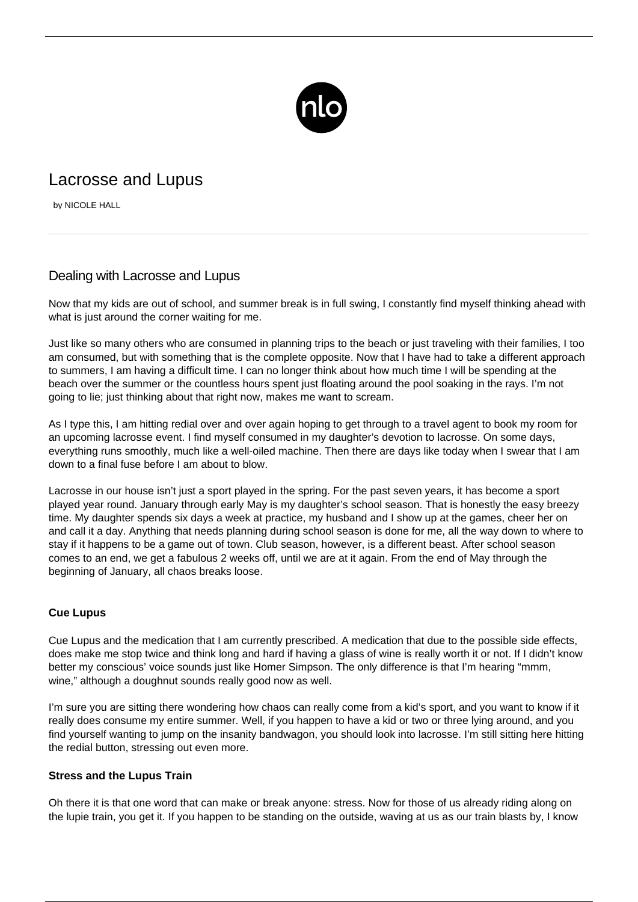# Lacrosse and Lupus

by NICOLE HALL

## Dealing with Lacrosse and Lupus

Now that my kids are out of school, and summer break is in full swing, I constantly find myself thinking ahead with what is just around the corner waiting for me.

Just like so many others who are consumed in planning trips to the beach or just traveling with their families, I too am consumed, but with something that is the complete opposite. Now that I have had to take a different approach to summers, I am having a difficult time. I can no longer think about how much time I will be spending at the beach over the summer or the countless hours spent just floating around the pool soaking in the rays. I'm not going to lie; just thinking about that right now, makes me want to scream.

As I type this, I am hitting redial over and over again hoping to get through to a travel agent to book my room for an upcoming lacrosse event. I find myself consumed in my daughter's devotion to lacrosse. On some days, everything runs smoothly, much like a well-oiled machine. Then there are days like today when I swear that I am down to a final fuse before I am about to blow.

Lacrosse in our house isn't just a sport played in the spring. For the past seven years, it has become a sport played year round. January through early May is my daughter's school season. That is honestly the easy breezy time. My daughter spends six days a week at practice, my husband and I show up at the games, cheer her on and call it a day. Anything that needs planning during school season is done for me, all the way down to where to stay if it happens to be a game out of town. Club season, however, is a different beast. After school season comes to an end, we get a fabulous 2 weeks off, until we are at it again. From the end of May through the beginning of January, all chaos breaks loose.

### Cue Lupus

Cue Lupus and the medication that I am currently prescribed. A medication that due to the possible side effects, does make me stop twice and think long and hard if having a glass of wine is really worth it or not. If I didn't know better my conscious' voice sounds just like Homer Simpson. The only difference is that I'm hearing "mmm, wine," although a doughnut sounds really good now as well.

I'm sure you are sitting there wondering how chaos can really come from a kid's sport, and you want to know if it really does consume my entire summer. Well, if you happen to have a kid or two or three lying around, and you find yourself wanting to jump on the insanity bandwagon, you should look into lacrosse. I'm still sitting here hitting the redial button, stressing out even more.

### Stress and the Lupus Train

Oh there it is that one word that can make or break anyone: stress. Now for those of us already riding along on the lupie train, you get it. If you happen to be standing on the outside, waving at us as our train blasts by, I know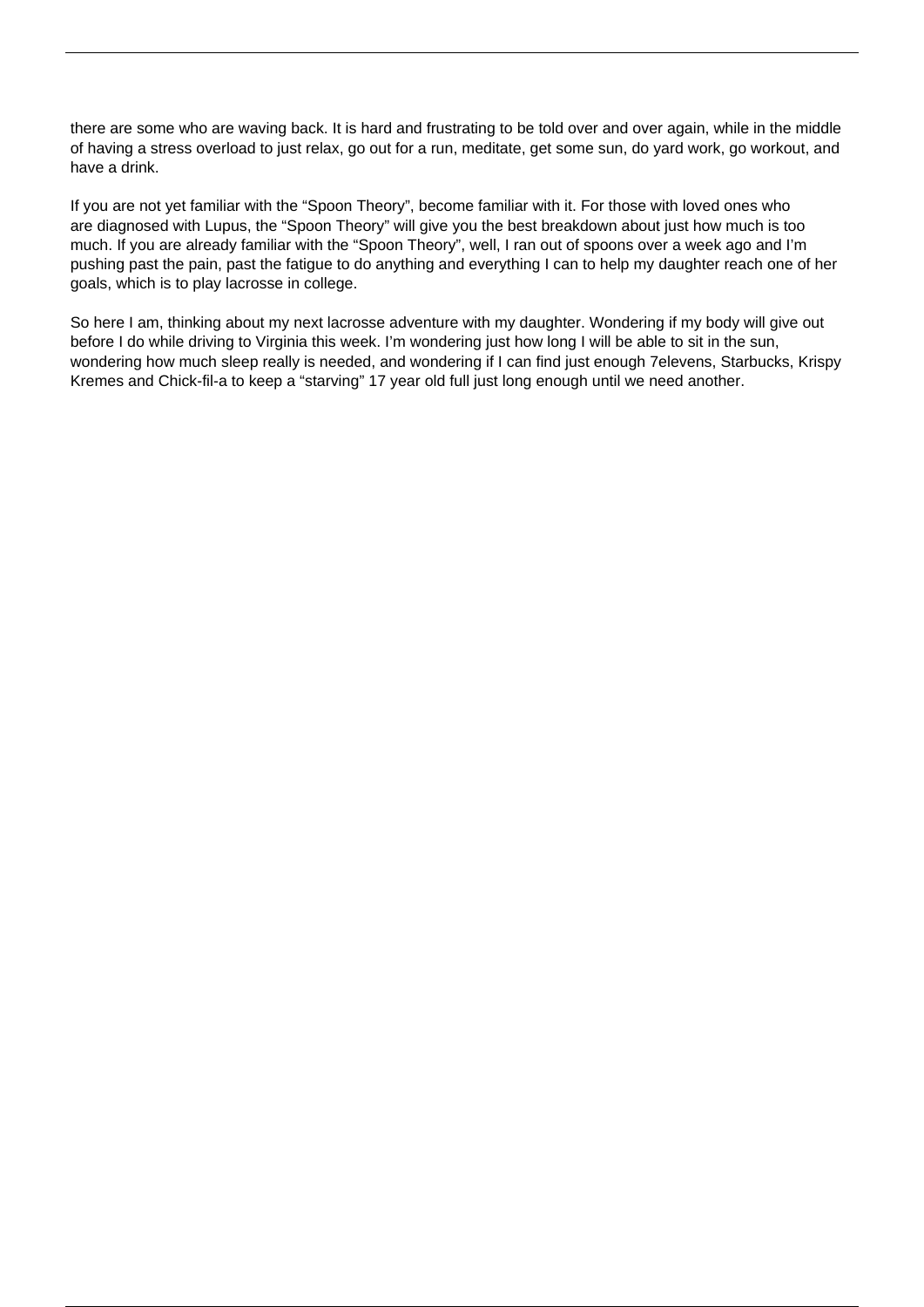there are some who are waving back. It is hard and frustrating to be told over and over again, while in the middle of having a stress overload to just relax, go out for a run, meditate, get some sun, do yard work, go workout, and have a drink.

If you are not yet familiar with the "Spoon Theory", become familiar with it. For those with loved ones who are diagnosed with Lupus, the "Spoon Theory" will give you the best breakdown about just how much is too much. If you are already familiar with the "Spoon Theory", well, I ran out of spoons over a week ago and I'm pushing past the pain, past the fatigue to do anything and everything I can to help my daughter reach one of her goals, which is to play lacrosse in college.

So here I am, thinking about my next lacrosse adventure with my daughter. Wondering if my body will give out before I do while driving to Virginia this week. I'm wondering just how long I will be able to sit in the sun, wondering how much sleep really is needed, and wondering if I can find just enough 7elevens, Starbucks, Krispy Kremes and Chick-fil-a to keep a "starving" 17 year old full just long enough until we need another.